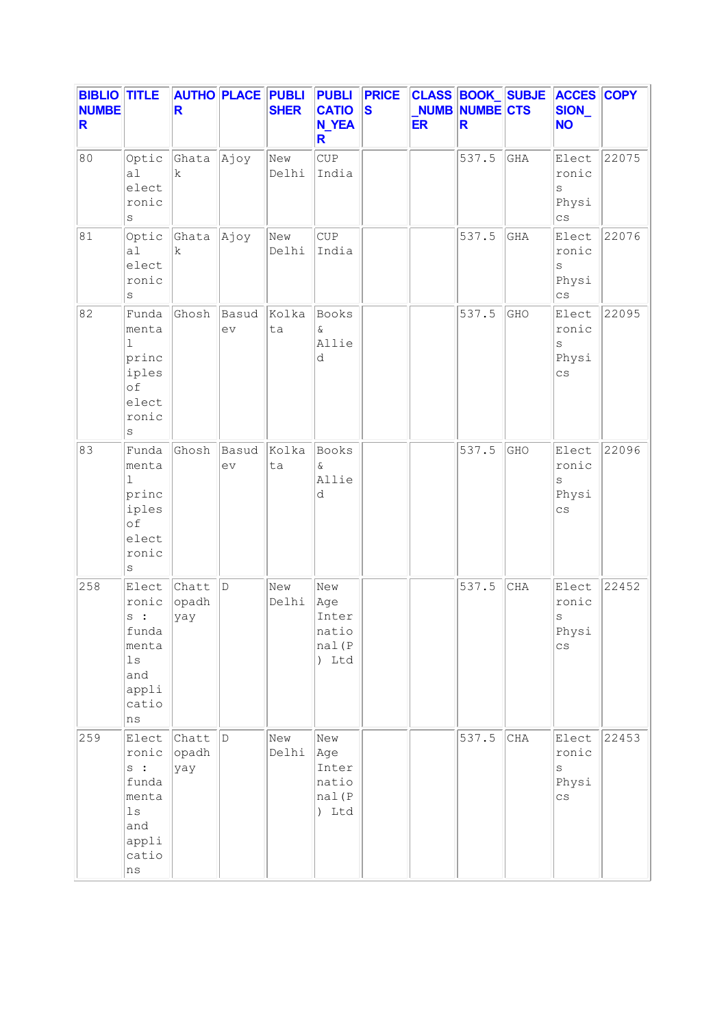| BIBLIO NUMBER | TITLE | AUTHOR | PLACE | PUBLISHER | PUBLICATION_YEAR | PRICES | CLASS_NUMBER | BOOK_NUMBER | SUBJECTS | ACCESSION_NO | COPY |
|---|---|---|---|---|---|---|---|---|---|---|---|
| 80 | Optical electronics | Ghatak | Ajoy | New Delhi | CUP India | | | 537.5 | GHA | Electronics Physics | 22075 |
| 81 | Optical electronics | Ghatak | Ajoy | New Delhi | CUP India | | | 537.5 | GHA | Electronics Physics | 22076 |
| 82 | Fundamental principles of electronics | Ghosh | Basudev | Kolkata | Books & Allied | | | 537.5 | GHO | Electronics Physics | 22095 |
| 83 | Fundamental principles of electronics | Ghosh | Basudev | Kolkata | Books & Allied | | | 537.5 | GHO | Electronics Physics | 22096 |
| 258 | Electronics : fundamentals and applications | Chattopadhyay | D | New Delhi | New Age International(P) Ltd | | | 537.5 | CHA | Electronics Physics | 22452 |
| 259 | Electronics : fundamentals and applications | Chattopadhyay | D | New Delhi | New Age International(P) Ltd | | | 537.5 | CHA | Electronics Physics | 22453 |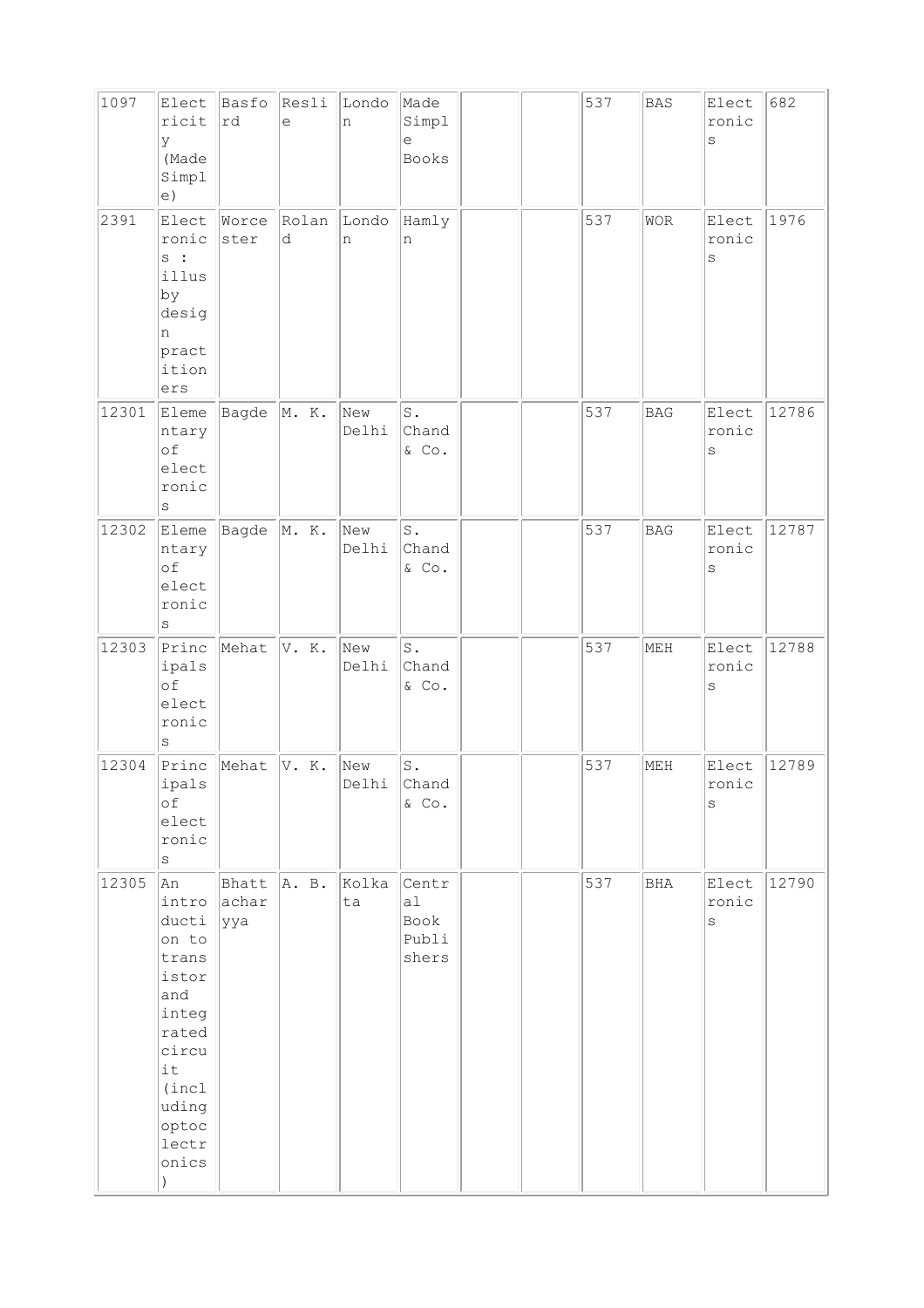| 1097 | Electricity (Made Simple) | Basford | Reslie | London | Made Simple Books | | | 537 | BAS | Electronics | 682 |
|---|---|---|---|---|---|---|---|---|---|---|---|
| 2391 | Electronics : illus by design practitioners | Worcester | Roland | London | Hamlyn | | | 537 | WOR | Electronics | 1976 |
| 12301 | Elementary of electronics | Bagde | M. K. | New Delhi | S. Chand & Co. | | | 537 | BAG | Electronics | 12786 |
| 12302 | Elementary of electronics | Bagde | M. K. | New Delhi | S. Chand & Co. | | | 537 | BAG | Electronics | 12787 |
| 12303 | Principals of electronics | Mehat | V. K. | New Delhi | S. Chand & Co. | | | 537 | MEH | Electronics | 12788 |
| 12304 | Principals of electronics | Mehat | V. K. | New Delhi | S. Chand & Co. | | | 537 | MEH | Electronics | 12789 |
| 12305 | An introduction to transistor and integrated circuit (including optoclectronics) | Bhattacharyya | A. B. | Kolkata | Central Book Publishers | | | 537 | BHA | Electronics | 12790 |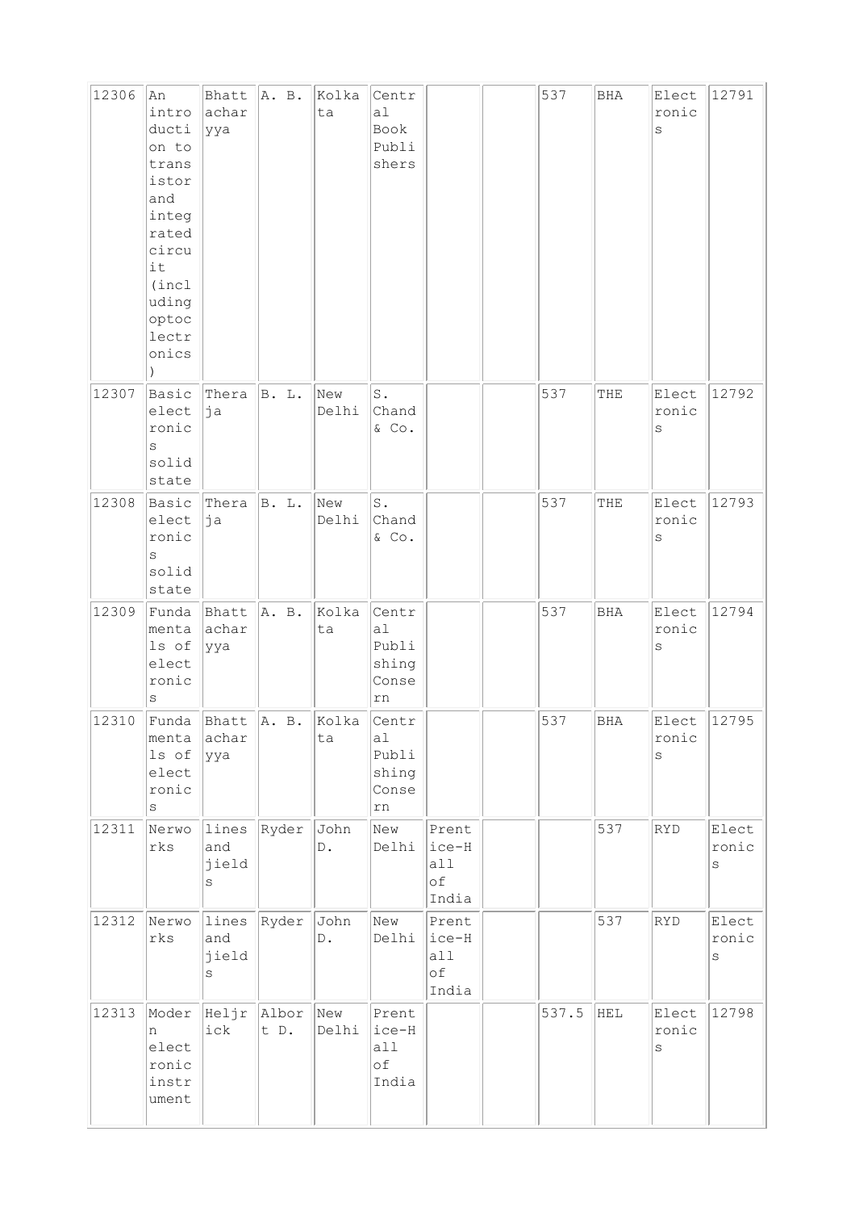| 12306 | An introduction to transistor and integrated circuit (including optoclectronics) | Bhattacharyya | A. B. | Kolkata | Central Book Publishers | | | 537 | BHA | Electronics | 12791 |
|---|---|---|---|---|---|---|---|---|---|---|---|
| 12307 | Basic electronics solid state | Theraja | B. L. | New Delhi | S. Chand & Co. | | | 537 | THE | Electronics | 12792 |
| 12308 | Basic electronics solid state | Theraja | B. L. | New Delhi | S. Chand & Co. | | | 537 | THE | Electronics | 12793 |
| 12309 | Fundamentals of electronics | Bhattacharyya | A. B. | Kolkata | Central Publishing Conse rn | | | 537 | BHA | Electronics | 12794 |
| 12310 | Fundamentals of electronics | Bhattacharyya | A. B. | Kolkata | Central Publishing Conse rn | | | 537 | BHA | Electronics | 12795 |
| 12311 | Nerworks | lines and jields | Ryder | John D. | New Delhi | Prentice-Hall of India | | | 537 | RYD | Electronics |
| 12312 | Nerworks | lines and jields | Ryder | John D. | New Delhi | Prentice-Hall of India | | | 537 | RYD | Electronics |
| 12313 | Modern electronic instrument | Heljrick | Albort D. | New Delhi | Prentice-Hall of India | | | 537.5 | HEL | Electronics | 12798 |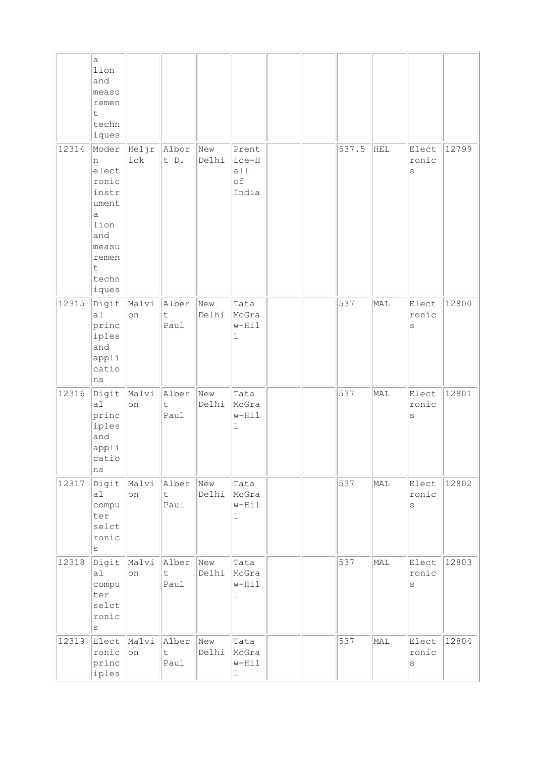| | a lion and measurement techniques | | | | | | | | | | |
|---|---|---|---|---|---|---|---|---|---|---|---|
| 12314 | Modern electronic instrumenta lion and measurement techniques | Heljrick | Albort D. | New Delhi | Prentice-Hall of India | | | 537.5 | HEL | Electronics | 12799 |
| 12315 | Digital principles and applications | Malvion | Albert Paul | New Delhi | Tata McGraw-Hill | | | 537 | MAL | Electronics | 12800 |
| 12316 | Digital principles and applications | Malvion | Albert Paul | New Delhi | Tata McGraw-Hill | | | 537 | MAL | Electronics | 12801 |
| 12317 | Digital computer selctronics | Malvion | Albert Paul | New Delhi | Tata McGraw-Hill | | | 537 | MAL | Electronics | 12802 |
| 12318 | Digital computer selctronics | Malvion | Albert Paul | New Delhi | Tata McGraw-Hill | | | 537 | MAL | Electronics | 12803 |
| 12319 | Electronic principles | Malvion | Albert Paul | New Delhi | Tata McGraw-Hill | | | 537 | MAL | Electronics | 12804 |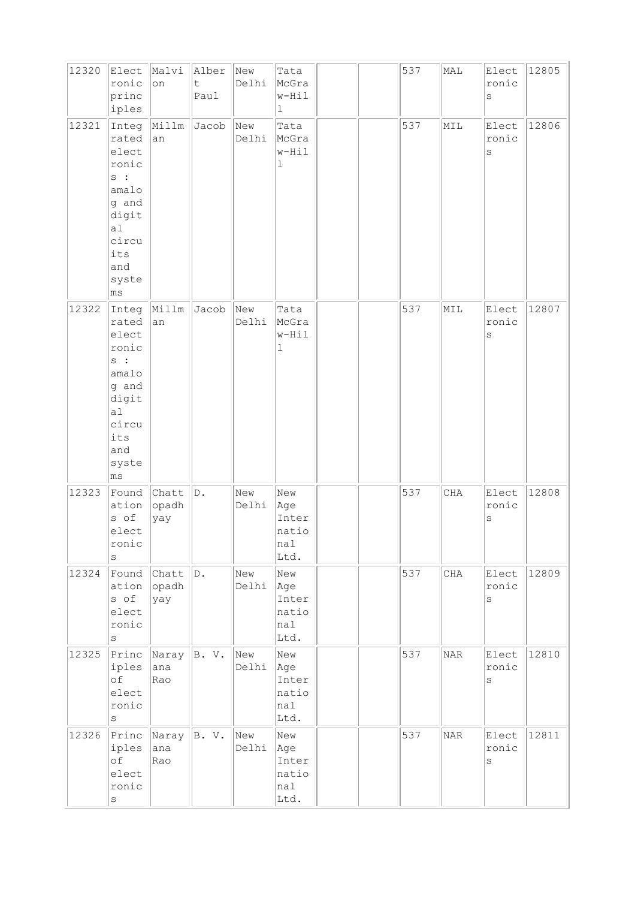| 12320 | Electronic principles | Malvion | Albert Paul | New Delhi | Tata McGraw-Hill | | | 537 | MAL | Electronics | 12805 |
|---|---|---|---|---|---|---|---|---|---|---|---|
| 12321 | Integrated electronics : amalog and digital circuits and systems | Millman | Jacob | New Delhi | Tata McGraw-Hill | | | 537 | MIL | Electronics | 12806 |
| 12322 | Integrated electronics : amalog and digital circuits and systems | Millman | Jacob | New Delhi | Tata McGraw-Hill | | | 537 | MIL | Electronics | 12807 |
| 12323 | Foundations of electronics | Chattopadhyay | D. | New Delhi | New Age International Ltd. | | | 537 | CHA | Electronics | 12808 |
| 12324 | Foundations of electronics | Chattopadhyay | D. | New Delhi | New Age International Ltd. | | | 537 | CHA | Electronics | 12809 |
| 12325 | Principles of electronics | Narayana Rao | B. V. | New Delhi | New Age International Ltd. | | | 537 | NAR | Electronics | 12810 |
| 12326 | Principles of electronics | Narayana Rao | B. V. | New Delhi | New Age International Ltd. | | | 537 | NAR | Electronics | 12811 |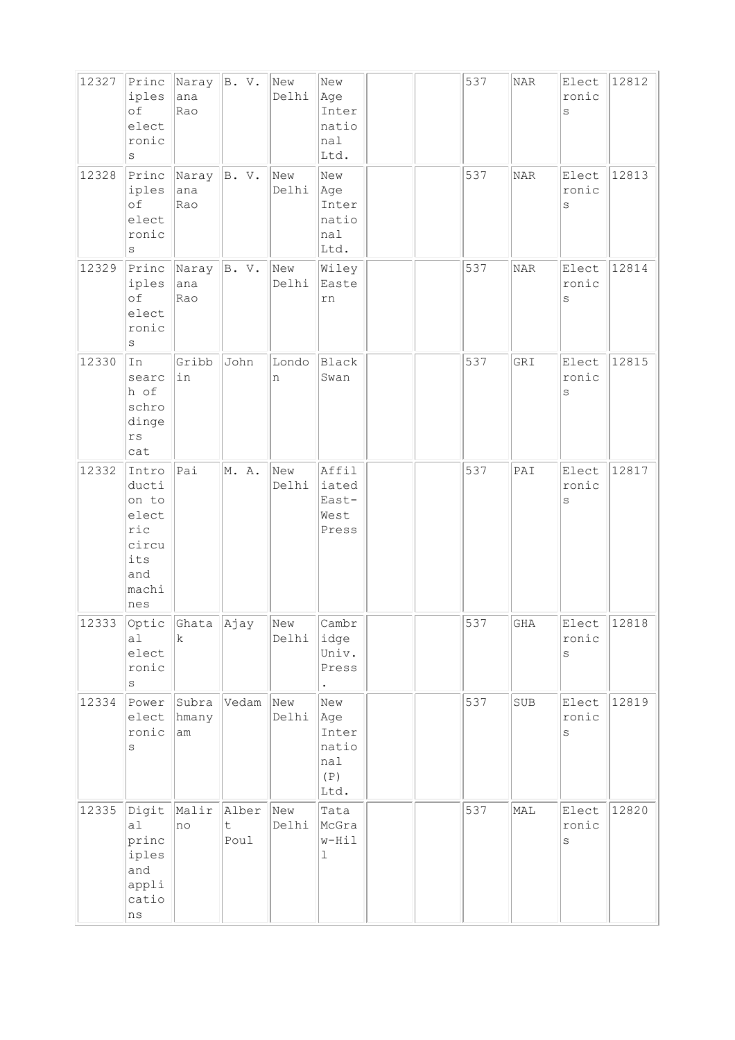| 12327 | Principles of electronics | Narayana Rao | B. V. | New Delhi | New Age International Ltd. | | | 537 | NAR | Electronics | 12812 |
|---|---|---|---|---|---|---|---|---|---|---|---|
| 12328 | Principles of electronics | Narayana Rao | B. V. | New Delhi | New Age International Ltd. | | | 537 | NAR | Electronics | 12813 |
| 12329 | Principles of electronics | Narayana Rao | B. V. | New Delhi | Wiley Eastern | | | 537 | NAR | Electronics | 12814 |
| 12330 | In search of schrodingers cat | Gribbin | John | London | Black Swan | | | 537 | GRI | Electronics | 12815 |
| 12332 | Introduction to electric circuits and machines | Pai | M. A. | New Delhi | Affiliated East-West Press | | | 537 | PAI | Electronics | 12817 |
| 12333 | Optical electronics | Ghatak | Ajay | New Delhi | Cambridge Univ. Press. | | | 537 | GHA | Electronics | 12818 |
| 12334 | Power electronics | Subrahmanyam | Vedam | New Delhi | New Age International (P) Ltd. | | | 537 | SUB | Electronics | 12819 |
| 12335 | Digital principles and applications | Malirno | Albert Poul | New Delhi | Tata McGraw-Hill | | | 537 | MAL | Electronics | 12820 |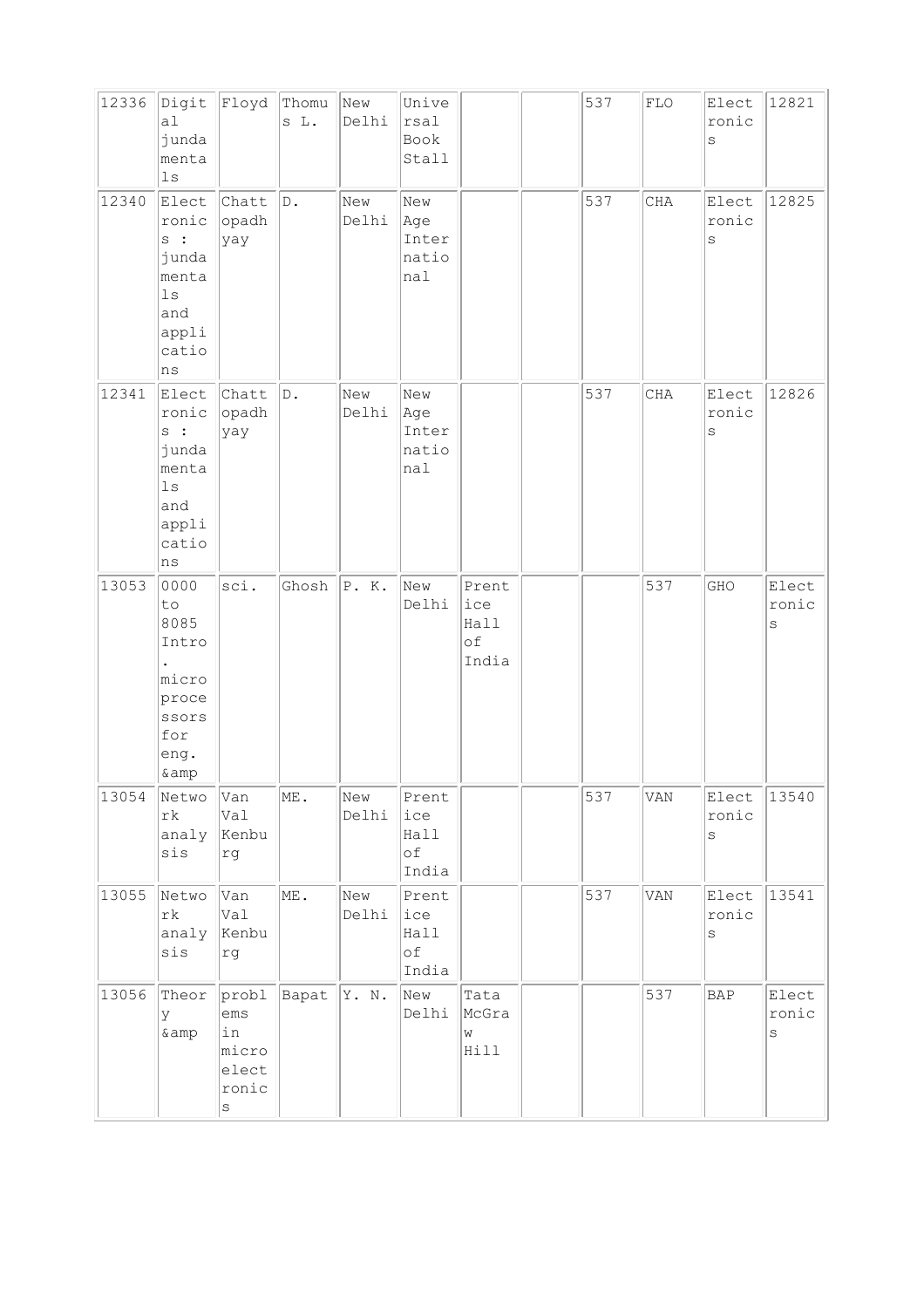| 12336 | Digital jundamentals | Floyd | Thomus L. | New Delhi | Universal Book Stall | | | 537 | FLO | Electronics | 12821 |
|---|---|---|---|---|---|---|---|---|---|---|---|
| 12340 | Electronics : jundamentals and applications | Chattopadhyay | D. | New Delhi | New Age International | | | 537 | CHA | Electronics | 12825 |
| 12341 | Electronics : jundamentals and applications | Chattopadhyay | D. | New Delhi | New Age International | | | 537 | CHA | Electronics | 12826 |
| 13053 | 0000 to 8085 Intro. microprocessors for eng. &amp | sci. | Ghosh | P. K. | New Delhi | Prentice Hall of India | | | 537 | GHO | Electronics |
| 13054 | Network analysis | Van Val Kenburg | ME. | New Delhi | Prentice Hall of India | | | 537 | VAN | Electronics | 13540 |
| 13055 | Network analysis | Van Val Kenburg | ME. | New Delhi | Prentice Hall of India | | | 537 | VAN | Electronics | 13541 |
| 13056 | Theory &amp | problems in microelectronics | Bapat | Y. N. | New Delhi | Tata McGraw Hill | | | 537 | BAP | Electronics |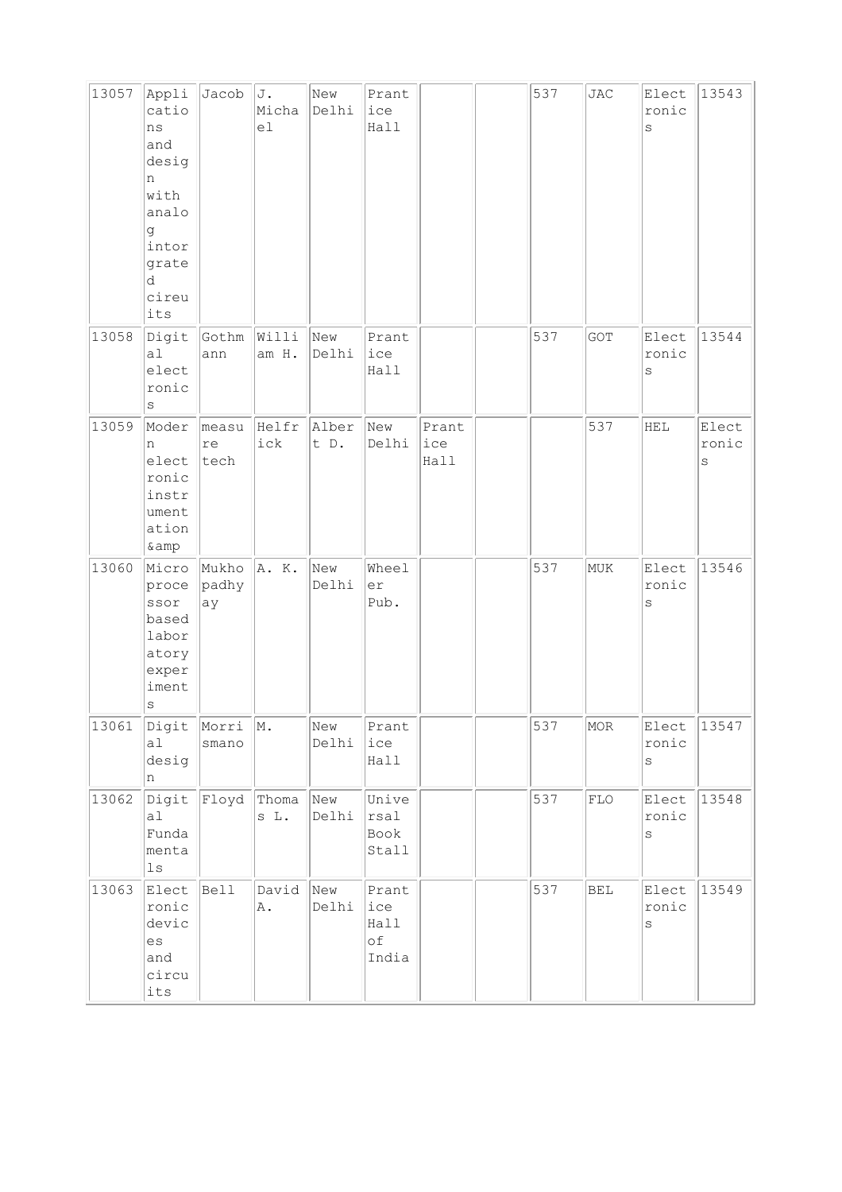| | | | | | | | | | | | |
|---|---|---|---|---|---|---|---|---|---|---|---|
| 13057 | Applications and design with analog intorgrated cireuits | Jacob | J. Michael | New Delhi | Prantice Hall | | | 537 | JAC | Electronics | 13543 |
| 13058 | Digital electronics | Gothmann | William H. | New Delhi | Prantice Hall | | | 537 | GOT | Electronics | 13544 |
| 13059 | Modern electronic instrumentation &amp | measure tech | Helfrick | Albert D. | New Delhi | Prantice Hall | | | 537 | HEL | Electronics |
| 13060 | Microprocessor based laboratory experiments | Mukhopadhyay | A. K. | New Delhi | Wheeler Pub. | | | 537 | MUK | Electronics | 13546 |
| 13061 | Digital design | Morrismano | M. | New Delhi | Prantice Hall | | | 537 | MOR | Electronics | 13547 |
| 13062 | Digital Fundamentals | Floyd | Thomas L. | New Delhi | Universal Book Stall | | | 537 | FLO | Electronics | 13548 |
| 13063 | Electronic devices and circuits | Bell | David A. | New Delhi | Prantice Hall of India | | | 537 | BEL | Electronics | 13549 |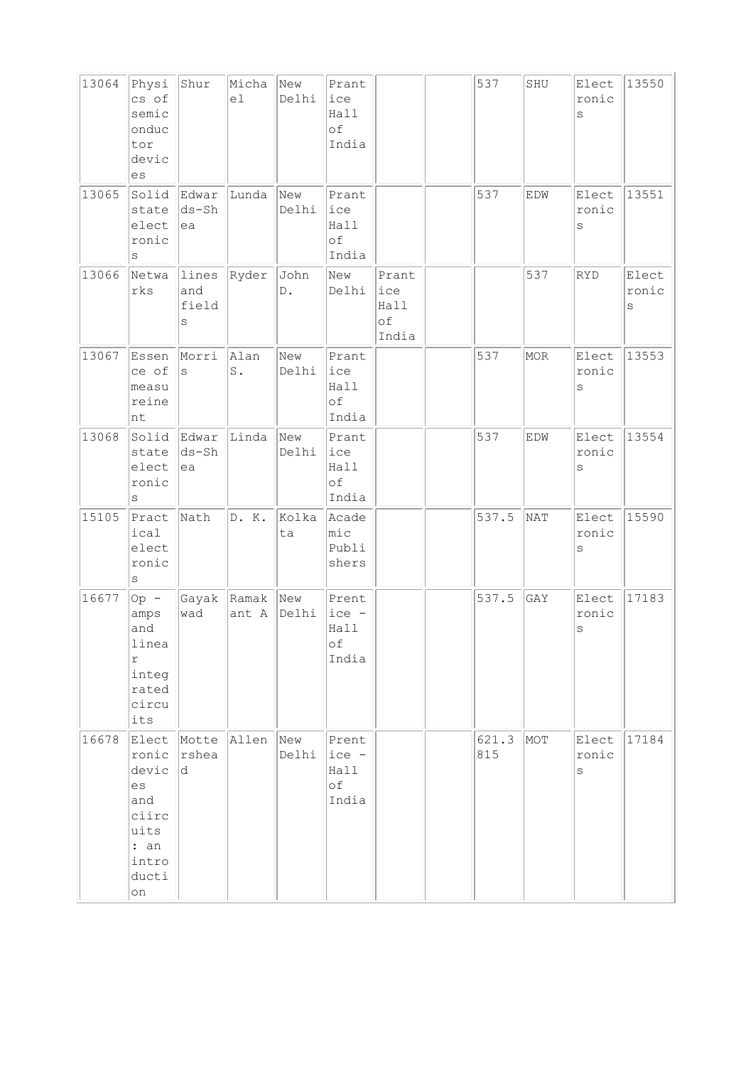| 13064 | Physics of semiconductor devices | Shur | Michael | New Delhi | Prantice Hall of India | | | 537 | SHU | Electronics | 13550 |
|---|---|---|---|---|---|---|---|---|---|---|---|
| 13065 | Solid state electronics | Edwards-Shea | Lunda | New Delhi | Prantice Hall of India | | | 537 | EDW | Electronics | 13551 |
| 13066 | Netwarks | lines and fields | Ryder | John D. | New Delhi | Prantice Hall of India | | | 537 | RYD | Electronics |
| 13067 | Essence of measureinent | Morris | Alan S. | New Delhi | Prantice Hall of India | | | 537 | MOR | Electronics | 13553 |
| 13068 | Solid state electronics | Edwards-Shea | Linda | New Delhi | Prantice Hall of India | | | 537 | EDW | Electronics | 13554 |
| 15105 | Practical electronics | Nath | D. K. | Kolkata | Academic Publishers | | | 537.5 | NAT | Electronics | 15590 |
| 16677 | Op - amps and linear integrated circuits | Gayakwad | Ramakant A | New Delhi | Prentice - Hall of India | | | 537.5 | GAY | Electronics | 17183 |
| 16678 | Electronic devices and ciircuits : an introduction | Mottershead | Allen | New Delhi | Prentice - Hall of India | | | 621.3815 | MOT | Electronics | 17184 |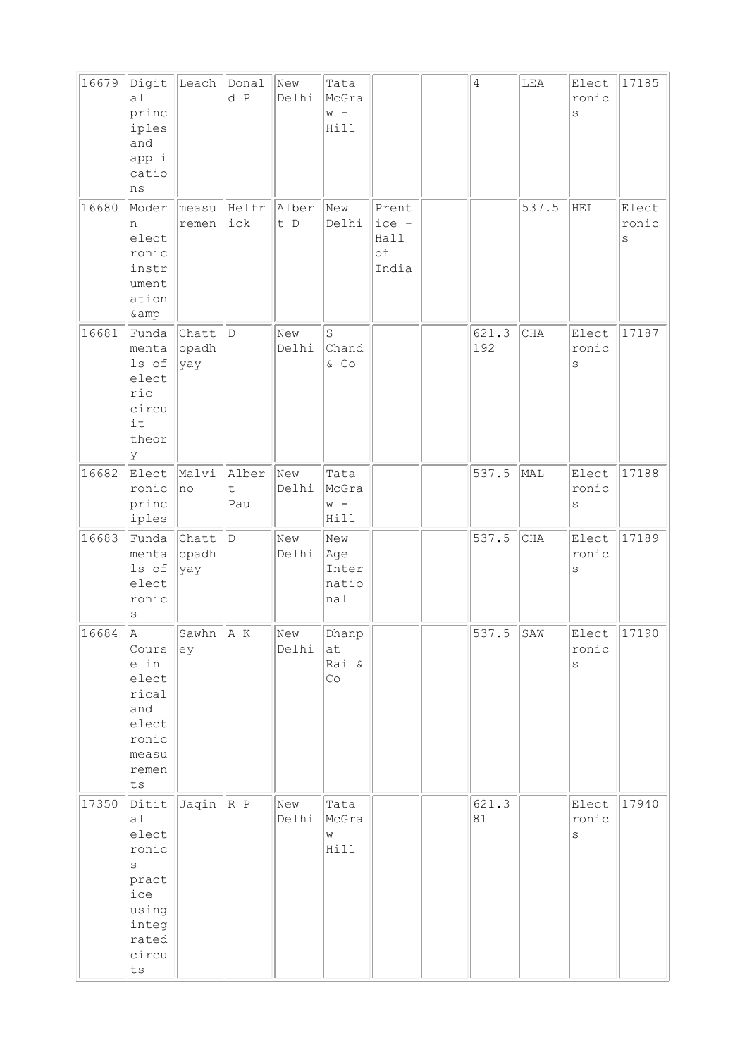| | | | | | | | | | | | |
|---|---|---|---|---|---|---|---|---|---|---|---|
| 16679 | Digital principles and applications | Leach | Donald P | New Delhi | Tata McGraw - Hill | | | 4 | LEA | Electronics | 17185 |
| 16680 | Modern electronic instrumentation &amp | measurement | Helfrick | Albert D | New Delhi | Prentice - Hall of India | | | 537.5 | HEL | Electronics |
| 16681 | Fundamentals of electric circuit theory | Chattopadhyay | D | New Delhi | S Chand & Co | | | 621.3192 | CHA | Electronics | 17187 |
| 16682 | Electronic principles | Malvino | Albert Paul | New Delhi | Tata McGraw - Hill | | | 537.5 | MAL | Electronics | 17188 |
| 16683 | Fundamentals of electronics | Chattopadhyay | D | New Delhi | New Age International | | | 537.5 | CHA | Electronics | 17189 |
| 16684 | A Course in electrical and electronic measurements | Sawhney | A K | New Delhi | Dhanpat Rai & Co | | | 537.5 | SAW | Electronics | 17190 |
| 17350 | Ditital electronics practice using integrated circuits | Jaqin | R P | New Delhi | Tata McGraw Hill | | | 621.381 | | Electronics | 17940 |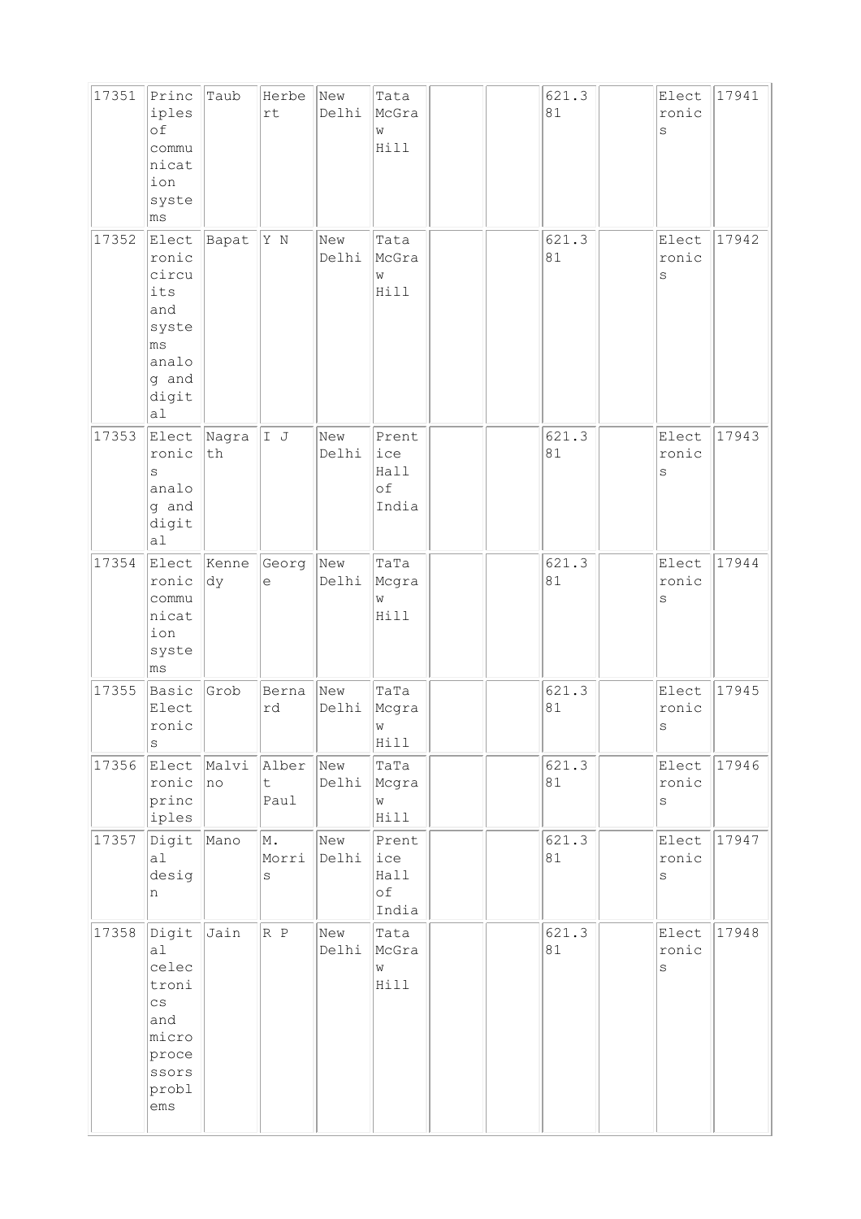| 17351 | Principles of communication systems | Taub | Herbert | New Delhi | Tata McGraw Hill | | | 621.381 | | Electronics | 17941 |
|---|---|---|---|---|---|---|---|---|---|---|---|
| 17352 | Electronic circuits and systems analog and digital | Bapat | Y N | New Delhi | Tata McGraw Hill | | | 621.381 | | Electronics | 17942 |
| 17353 | Electronics analog and digital | Nagrath | I J | New Delhi | Prentice Hall of India | | | 621.381 | | Electronics | 17943 |
| 17354 | Electronic communication systems | Kennedy | George | New Delhi | TaTa Mcgraw Hill | | | 621.381 | | Electronics | 17944 |
| 17355 | Basic Electronics | Grob | Bernard | New Delhi | TaTa Mcgraw Hill | | | 621.381 | | Electronics | 17945 |
| 17356 | Electronic principles | Malvino | Albert Paul | New Delhi | TaTa Mcgraw Hill | | | 621.381 | | Electronics | 17946 |
| 17357 | Digital design | Mano | M. Morris | New Delhi | Prentice Hall of India | | | 621.381 | | Electronics | 17947 |
| 17358 | Digital celectronics and microprocessors problems | Jain | R P | New Delhi | Tata McGraw Hill | | | 621.381 | | Electronics | 17948 |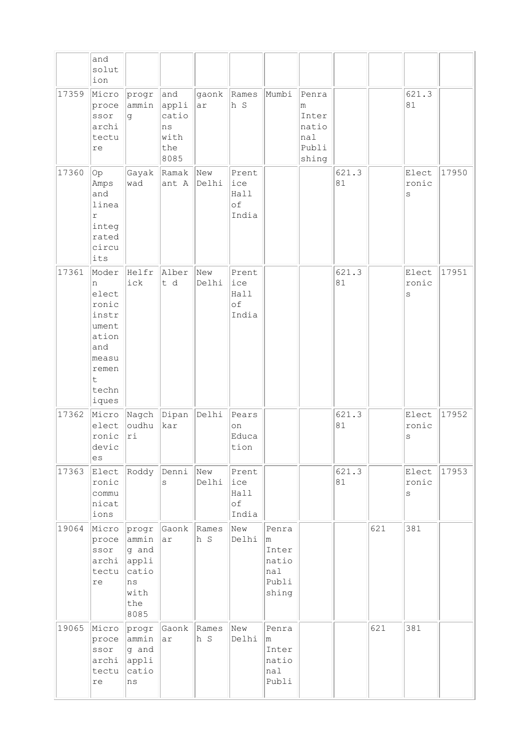| | | | | | | | | | | | |
|---|---|---|---|---|---|---|---|---|---|---|---|
| | and solution | | | | | | | | | | |
| 17359 | Microprocessor architecture | programming | and applications with the 8085 | gaonkar | Ramesh S | Mumbi | Penram International Publishing | | | 621.381 | |
| 17360 | Op Amps and linear integrated circuits | Gayakwad | Ramakant A | New Delhi | Prentice Hall of India | | | 621.381 | | Electronics | 17950 |
| 17361 | Modern electronic instrumentation and measurement techniques | Helfrick | Albert d | New Delhi | Prentice Hall of India | | | 621.381 | | Electronics | 17951 |
| 17362 | Microelectronic devices | Nagchoudhuri | Dipankar | Delhi | Pearson Education | | | 621.381 | | Electronics | 17952 |
| 17363 | Electronic communications | Roddy | Dennis | New Delhi | Prentice Hall of India | | | 621.381 | | Electronics | 17953 |
| 19064 | Microprocessor architecture | programming and applications with the 8085 | Gaonkar | Ramesh S | New Delhi | Penram International Publishing | | | 621 | 381 | |
| 19065 | Microprocessor architecture | programming and applications | Gaonkar | Ramesh S | New Delhi | Penram International Publi | | | 621 | 381 | |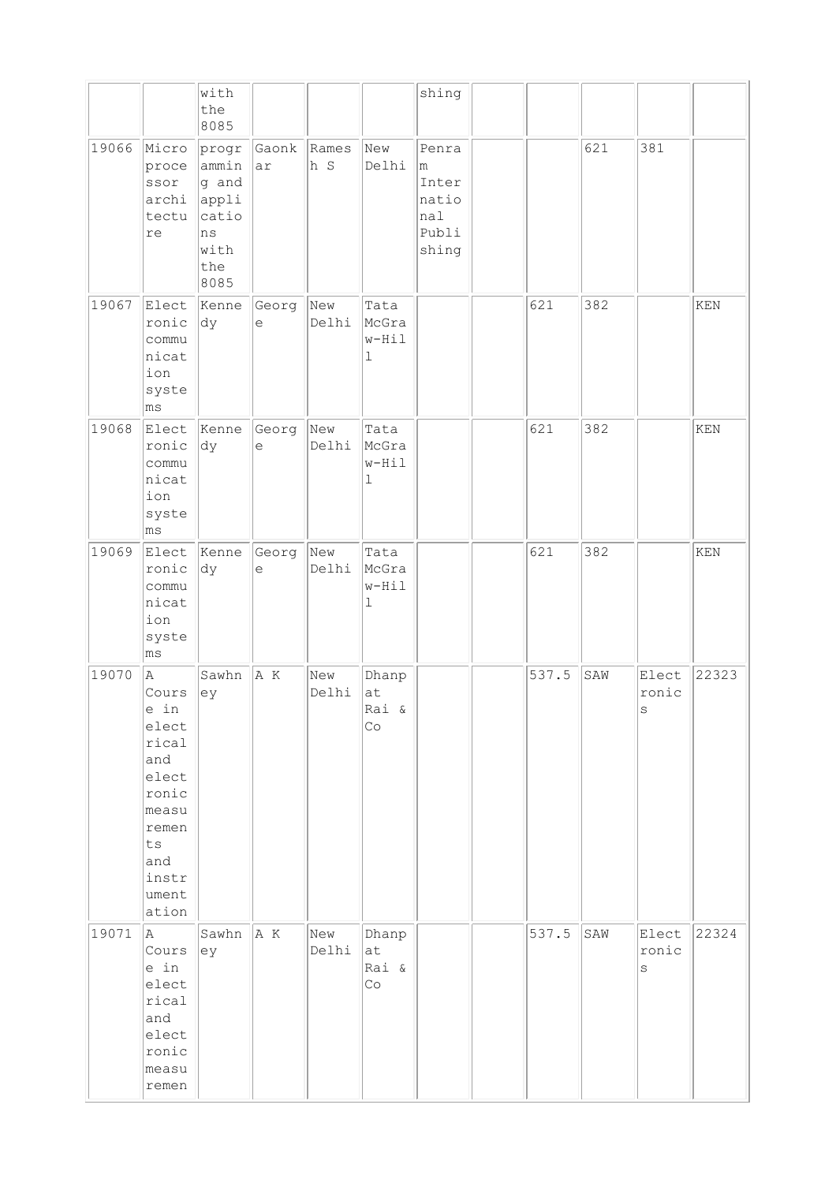|  |  |  |  |  |  |  |  |  |  |  |  |
|---|---|---|---|---|---|---|---|---|---|---|---|
|  |  | with the 8085 |  |  |  | shing |  |  |  |  |  |
| 19066 | Microprocessor architecture | programming and applications with the 8085 | Gaonkar | Ramesh S | New Delhi | Penram International Publishing |  |  | 621 | 381 |  |
| 19067 | Electronic communication systems | Kennedy | George | New Delhi | Tata McGraw-Hill |  |  | 621 | 382 |  | KEN |
| 19068 | Electronic communication systems | Kennedy | George | New Delhi | Tata McGraw-Hill |  |  | 621 | 382 |  | KEN |
| 19069 | Electronic communication systems | Kennedy | George | New Delhi | Tata McGraw-Hill |  |  | 621 | 382 |  | KEN |
| 19070 | A Course in electrical and electronic measurements and instrumentation | Sawhney | A K | New Delhi | Dhanpat Rai & Co |  |  | 537.5 | SAW | Electronics | 22323 |
| 19071 | A Course in electrical and electronic measuremen | Sawhney | A K | New Delhi | Dhanpat Rai & Co |  |  | 537.5 | SAW | Electronics | 22324 |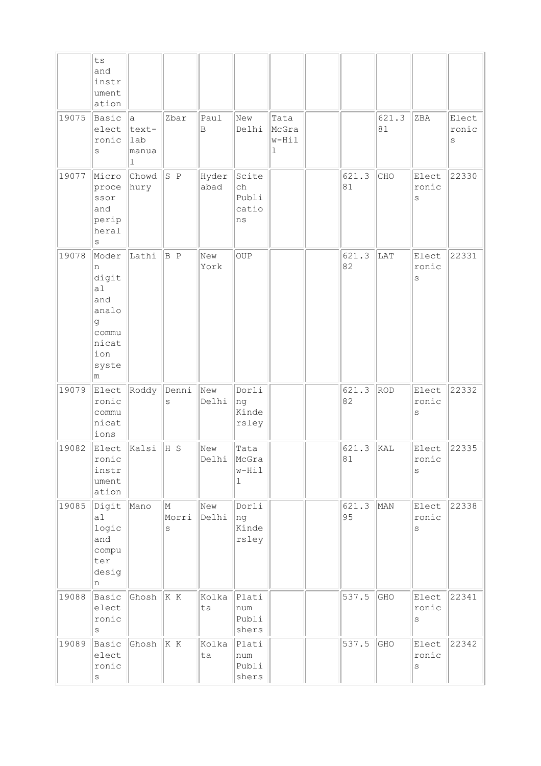|  | ts and instrument ation |  |  |  |  |  |  |  |  |  |  |
|---|---|---|---|---|---|---|---|---|---|---|---|
| 19075 | Basic electronics | a text-lab manual | Zbar | Paul B | New Delhi | Tata McGraw-Hill |  |  | 621.381 | ZBA | Electronics |
| 19077 | Microprocessor and peripherals | Chowdhury | S P | Hyderabad | Scitech Publications |  |  | 621.381 | CHO | Electronics | 22330 |
| 19078 | Modern digital and analog communication system | Lathi | B P | New York | OUP |  |  | 621.382 | LAT | Electronics | 22331 |
| 19079 | Electronic communications | Roddy | Dennis | New Delhi | Dorling Kindersley |  |  | 621.382 | ROD | Electronics | 22332 |
| 19082 | Electronic instrumentation | Kalsi | H S | New Delhi | Tata McGraw-Hill |  |  | 621.381 | KAL | Electronics | 22335 |
| 19085 | Digital logic and computer design | Mano | M Morris | New Delhi | Dorling Kindersley |  |  | 621.395 | MAN | Electronics | 22338 |
| 19088 | Basic electronics | Ghosh | K K | Kolkata | Platinum Publishers |  |  | 537.5 | GHO | Electronics | 22341 |
| 19089 | Basic electronics | Ghosh | K K | Kolkata | Platinum Publishers |  |  | 537.5 | GHO | Electronics | 22342 |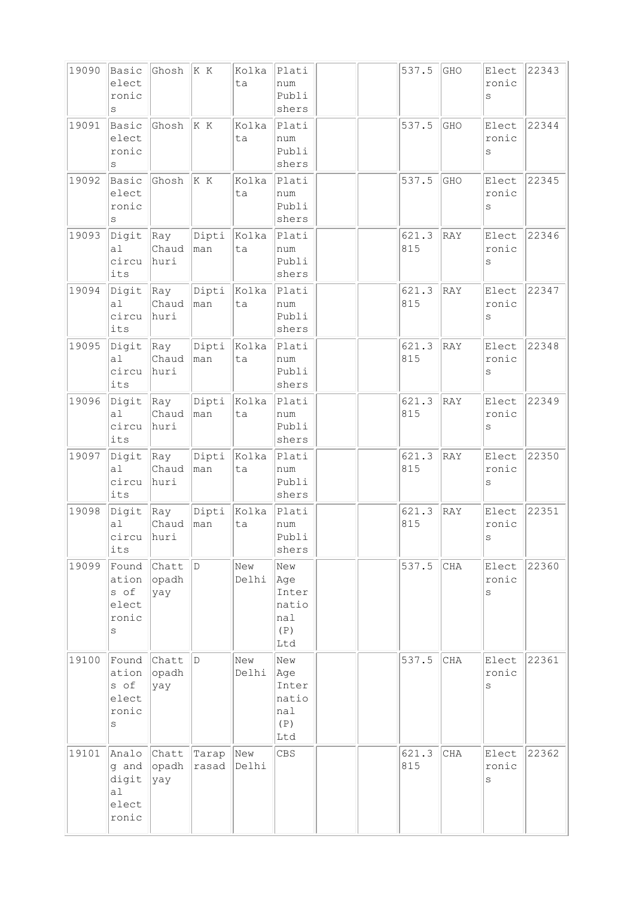| 19090 | Basic electronics | Ghosh | K K | Kolkata | Platinum Publishers | | | 537.5 | GHO | Electronics | 22343 |
|---|---|---|---|---|---|---|---|---|---|---|---|
| 19091 | Basic electronics | Ghosh | K K | Kolkata | Platinum Publishers | | | 537.5 | GHO | Electronics | 22344 |
| 19092 | Basic electronics | Ghosh | K K | Kolkata | Platinum Publishers | | | 537.5 | GHO | Electronics | 22345 |
| 19093 | Digital circuits | Ray Chaudhuri | Diptiman | Kolkata | Platinum Publishers | | | 621.3815 | RAY | Electronics | 22346 |
| 19094 | Digital circuits | Ray Chaudhuri | Diptiman | Kolkata | Platinum Publishers | | | 621.3815 | RAY | Electronics | 22347 |
| 19095 | Digital circuits | Ray Chaudhuri | Diptiman | Kolkata | Platinum Publishers | | | 621.3815 | RAY | Electronics | 22348 |
| 19096 | Digital circuits | Ray Chaudhuri | Diptiman | Kolkata | Platinum Publishers | | | 621.3815 | RAY | Electronics | 22349 |
| 19097 | Digital circuits | Ray Chaudhuri | Diptiman | Kolkata | Platinum Publishers | | | 621.3815 | RAY | Electronics | 22350 |
| 19098 | Digital circuits | Ray Chaudhuri | Diptiman | Kolkata | Platinum Publishers | | | 621.3815 | RAY | Electronics | 22351 |
| 19099 | Foundations of electronics | Chattopadhyay | D | New Delhi | New Age International (P) Ltd | | | 537.5 | CHA | Electronics | 22360 |
| 19100 | Foundations of electronics | Chattopadhyay | D | New Delhi | New Age International (P) Ltd | | | 537.5 | CHA | Electronics | 22361 |
| 19101 | Analog and digital electronic | Chattopadhyay | Taraprasad | New Delhi | CBS | | | 621.3815 | CHA | Electronics | 22362 |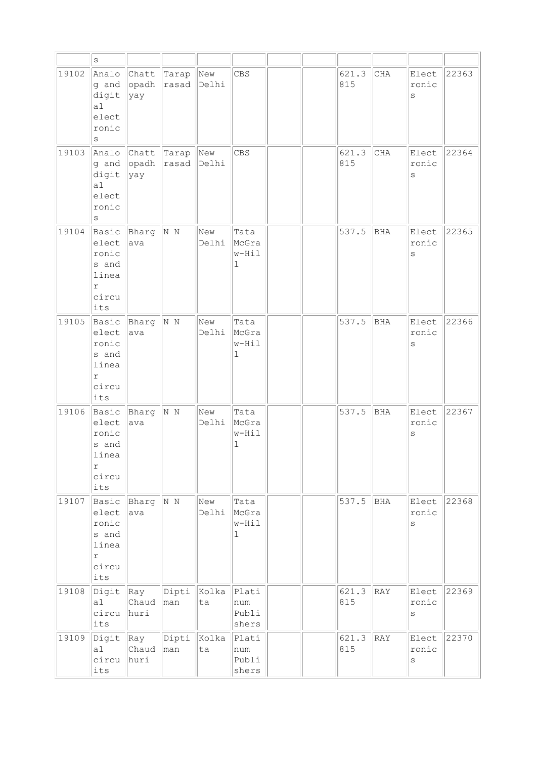| | s | | | | | | | | | | |
|---|---|---|---|---|---|---|---|---|---|---|---|
| 19102 | Analog and digital electronics | Chattopadhyay | Taraprasad | New Delhi | CBS | | | 621.3815 | CHA | Electronics | 22363 |
| 19103 | Analog and digital electronics | Chattopadhyay | Taraprasad | New Delhi | CBS | | | 621.3815 | CHA | Electronics | 22364 |
| 19104 | Basic electronics and linear circuits | Bhargava | N N | New Delhi | Tata McGraw-Hill | | | 537.5 | BHA | Electronics | 22365 |
| 19105 | Basic electronics and linear circuits | Bhargava | N N | New Delhi | Tata McGraw-Hill | | | 537.5 | BHA | Electronics | 22366 |
| 19106 | Basic electronics and linear circuits | Bhargava | N N | New Delhi | Tata McGraw-Hill | | | 537.5 | BHA | Electronics | 22367 |
| 19107 | Basic electronics and linear circuits | Bhargava | N N | New Delhi | Tata McGraw-Hill | | | 537.5 | BHA | Electronics | 22368 |
| 19108 | Digital circuits | Ray Chaudhuri | Diptiman | Kolkata | Platinum Publishers | | | 621.3815 | RAY | Electronics | 22369 |
| 19109 | Digital circuits | Ray Chaudhuri | Diptiman | Kolkata | Platinum Publishers | | | 621.3815 | RAY | Electronics | 22370 |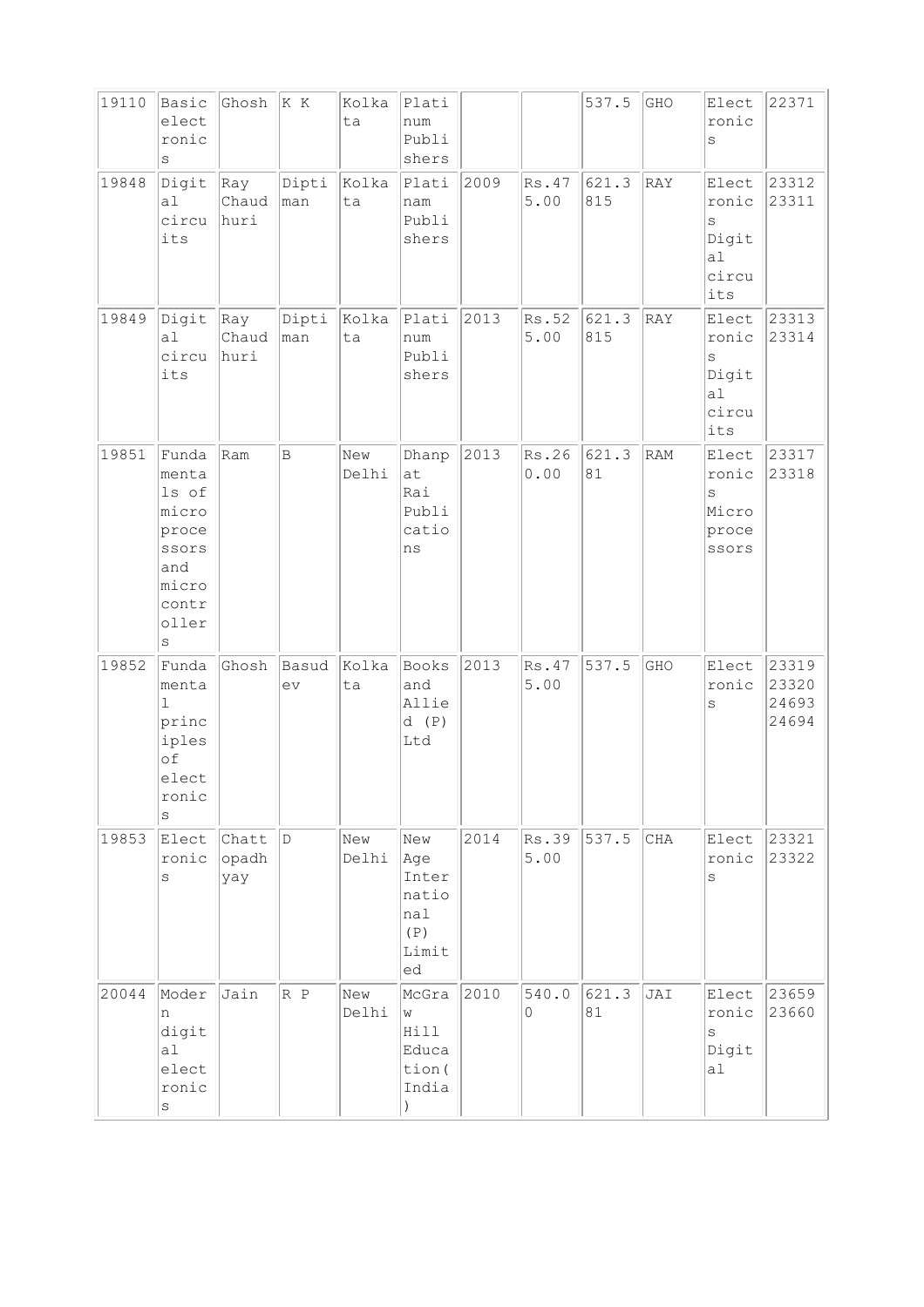| 19110 | Basic electronics | Ghosh | K K | Kolkata | Platinum Publishers | | | 537.5 | GHO | Electronics | 22371 |
|---|---|---|---|---|---|---|---|---|---|---|---|
| 19848 | Digital circuits | Ray Chaudhuri | Diptiman | Kolkata | Platinam Publishers | 2009 | Rs.475.00 | 621.3815 | RAY | Electronics Digital circuits | 23312 23311 |
| 19849 | Digital circuits | Ray Chaudhuri | Diptiman | Kolkata | Platinum Publishers | 2013 | Rs.525.00 | 621.3815 | RAY | Electronics Digital circuits | 23313 23314 |
| 19851 | Fundamentals of microprocessors and microcontrollers | Ram | B | New Delhi | Dhanpat Rai Publications | 2013 | Rs.260.00 | 621.381 | RAM | Electronics Microprocessors | 23317 23318 |
| 19852 | Fundamental principles of electronics | Ghosh | Basudev | Kolkata | Books and Allied (P) Ltd | 2013 | Rs.475.00 | 537.5 | GHO | Electronics | 23319 23320 24693 24694 |
| 19853 | Electronics | Chattopadhyay | D | New Delhi | New Age International (P) Limited | 2014 | Rs.395.00 | 537.5 | CHA | Electronics | 23321 23322 |
| 20044 | Modern digital electronics | Jain | R P | New Delhi | McGraw Hill Education(India) | 2010 | 540.00 | 621.381 | JAI | Electronics Digital | 23659 23660 |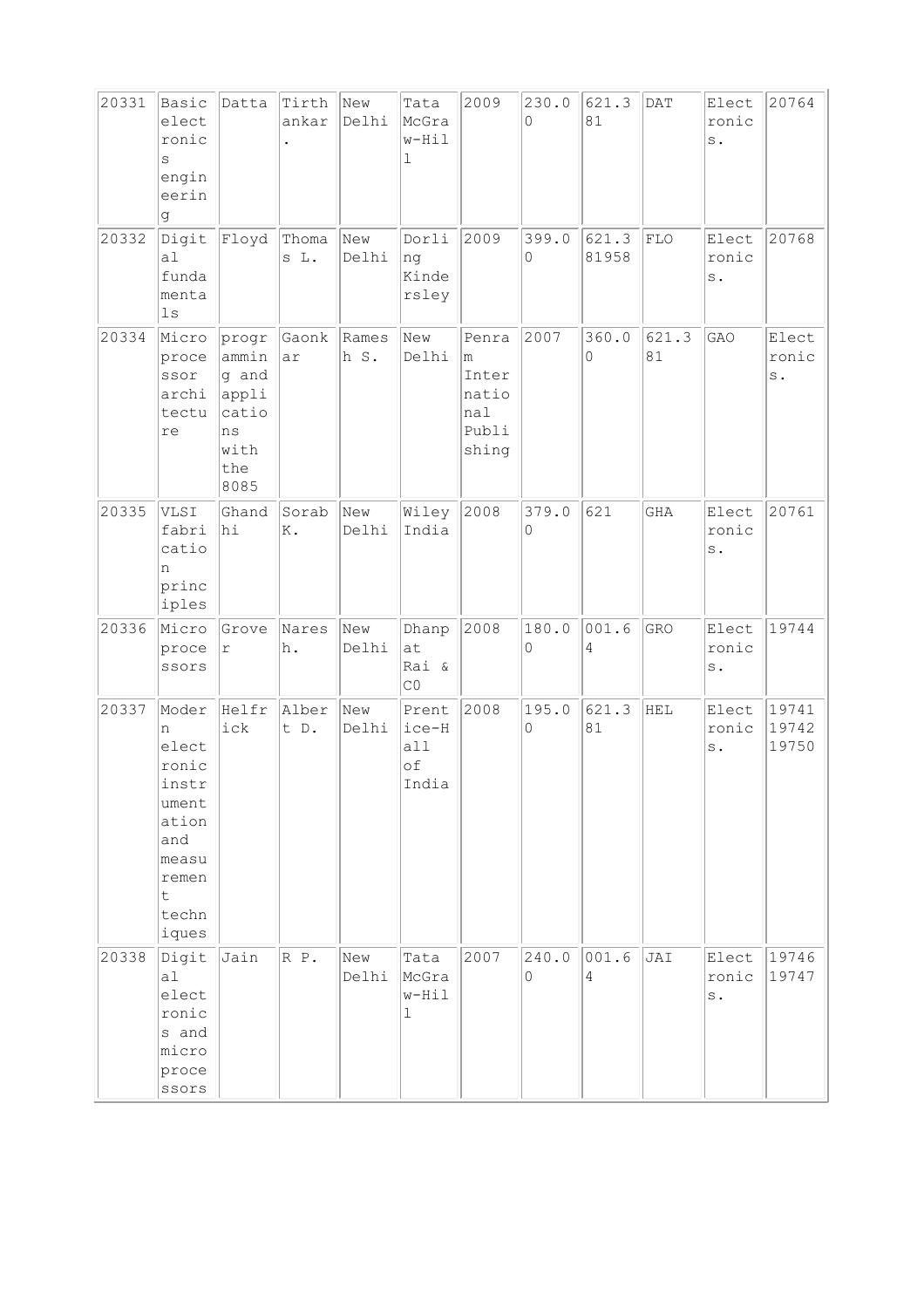| | | | | | | | | | | | |
|---|---|---|---|---|---|---|---|---|---|---|---|
| 20331 | Basic electronics engineering | Datta | Tirthankar. | New Delhi | Tata McGraw-Hill | 2009 | 230.00 | 621.381 | DAT | Electronics. | 20764 |
| 20332 | Digital fundamentals | Floyd | Thomas L. | New Delhi | Dorling Kindersley | 2009 | 399.00 | 621.381958 | FLO | Electronics. | 20768 |
| 20334 | Microprocessor architecture | programming and applications with the 8085 | Gaonkar | Ramesh S. | New Delhi | Penram International Publishing | 2007 | 360.00 | 621.381 | GAO | Electronics. |
| 20335 | VLSI fabrication principles | Ghandhi | Sorab K. | New Delhi | Wiley India | 2008 | 379.00 | 621 | GHA | Electronics. | 20761 |
| 20336 | Microprocessors | Grover | Naresh. | New Delhi | Dhanpat Rai & CO | 2008 | 180.00 | 001.64 | GRO | Electronics. | 19744 |
| 20337 | Modern electronic instrumentation and measurement techniques | Helfrick | Albert D. | New Delhi | Prentice-Hall of India | 2008 | 195.00 | 621.381 | HEL | Electronics. | 19741 19742 19750 |
| 20338 | Digital electronics and microprocessors | Jain | R P. | New Delhi | Tata McGraw-Hill | 2007 | 240.00 | 001.64 | JAI | Electronics. | 19746 19747 |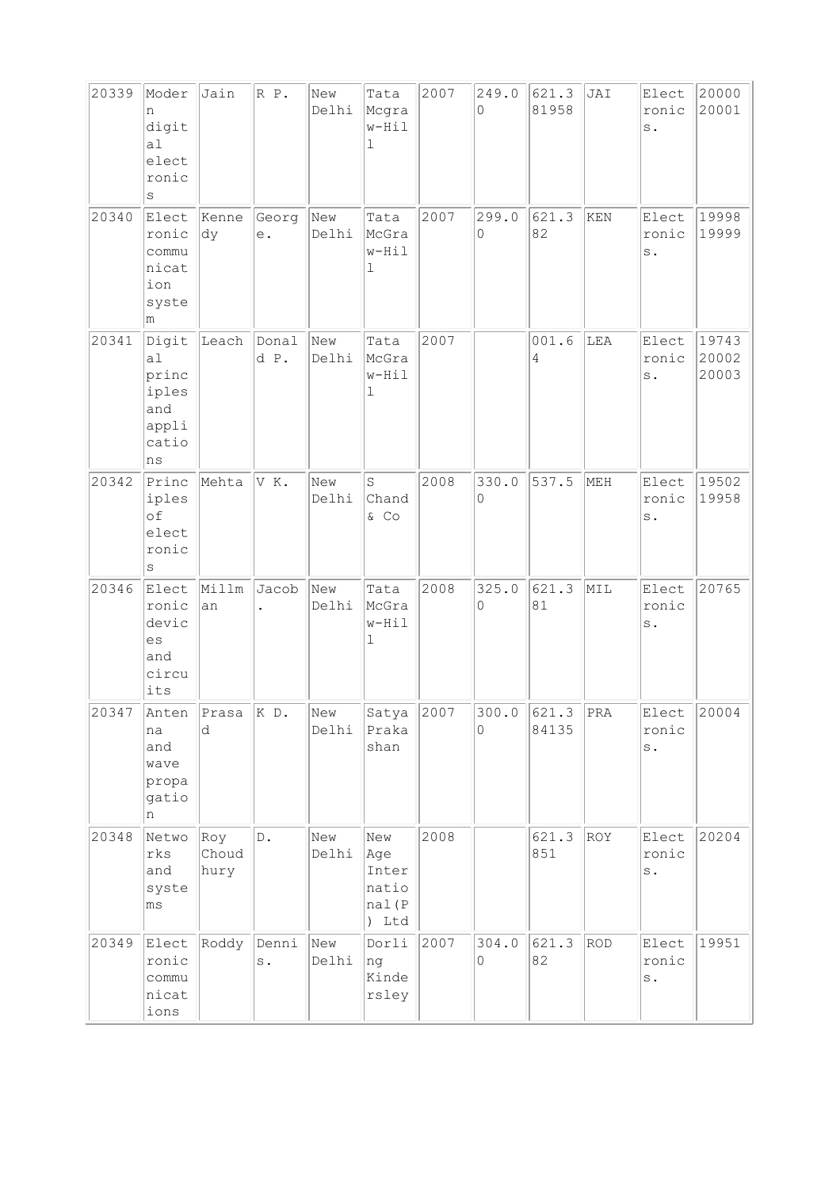| 20339 | Modern digital electronics | Jain | R P. | New Delhi | Tata Mcgraw-Hill | 2007 | 249.00 | 621.381958 | JAI | Electronics. | 20000 20001 |
|---|---|---|---|---|---|---|---|---|---|---|---|
| 20340 | Electronic communication system | Kennedy | George. | New Delhi | Tata McGraw-Hill | 2007 | 299.00 | 621.382 | KEN | Electronics. | 19998 19999 |
| 20341 | Digital principles and applications | Leach | Donald P. | New Delhi | Tata McGraw-Hill | 2007 | | 001.64 | LEA | Electronics. | 19743 20002 20003 |
| 20342 | Principles of electronics | Mehta | V K. | New Delhi | S Chand & Co | 2008 | 330.00 | 537.5 | MEH | Electronics. | 19502 19958 |
| 20346 | Electronic devices and circuits | Millman | Jacob. | New Delhi | Tata McGraw-Hill | 2008 | 325.00 | 621.381 | MIL | Electronics. | 20765 |
| 20347 | Antenna and wave propagation | Prasad | K D. | New Delhi | Satya Prakashan | 2007 | 300.00 | 621.384135 | PRA | Electronics. | 20004 |
| 20348 | Networks and systems | Roy Choudhury | D. | New Delhi | New Age International(P) Ltd | 2008 | | 621.3851 | ROY | Electronics. | 20204 |
| 20349 | Electronic communications | Roddy | Dennis. | New Delhi | Dorling Kindersley | 2007 | 304.00 | 621.382 | ROD | Electronics. | 19951 |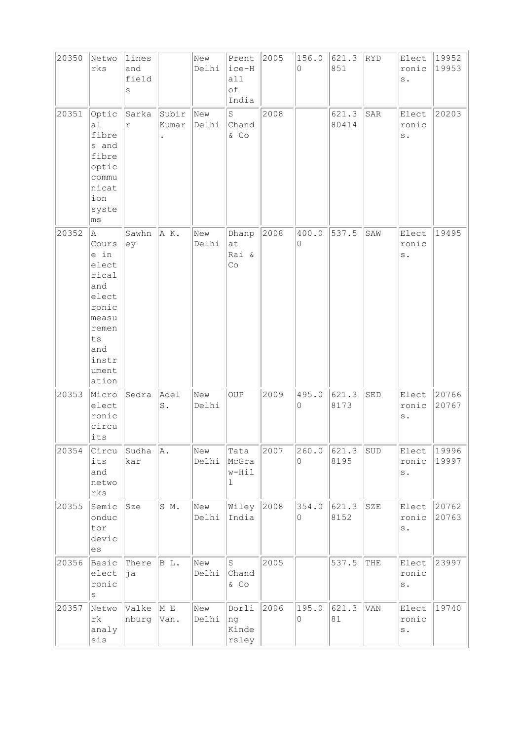| 20350 | Networks | lines and fields | | New Delhi | Prentice-Hall of India | 2005 | 156.00 | 621.3851 | RYD | Electronics. | 19952 19953 |
|---|---|---|---|---|---|---|---|---|---|---|---|
| 20351 | Optical fibres and fibre optic communication systems | Sarkar | Subir Kumar. | New Delhi | S Chand & Co | 2008 | | 621.380414 | SAR | Electronics. | 20203 |
| 20352 | A Course in electrical and electronic measurements and instrumentation | Sawhney | A K. | New Delhi | Dhanpat Rai & Co | 2008 | 400.00 | 537.5 | SAW | Electronics. | 19495 |
| 20353 | Microelectronic circuits | Sedra | Adel S. | New Delhi | OUP | 2009 | 495.00 | 621.38173 | SED | Electronics. | 20766 20767 |
| 20354 | Circuits and networks | Sudhakar | A. | New Delhi | Tata McGraw-Hill | 2007 | 260.00 | 621.38195 | SUD | Electronics. | 19996 19997 |
| 20355 | Semiconductor devices | Sze | S M. | New Delhi | Wiley India | 2008 | 354.00 | 621.38152 | SZE | Electronics. | 20762 20763 |
| 20356 | Basic electronics | Theraja | B L. | New Delhi | S Chand & Co | 2005 | | 537.5 | THE | Electronics. | 23997 |
| 20357 | Network analysis | Valkenburg | M E Van. | New Delhi | Dorling Kindersley | 2006 | 195.00 | 621.381 | VAN | Electronics. | 19740 |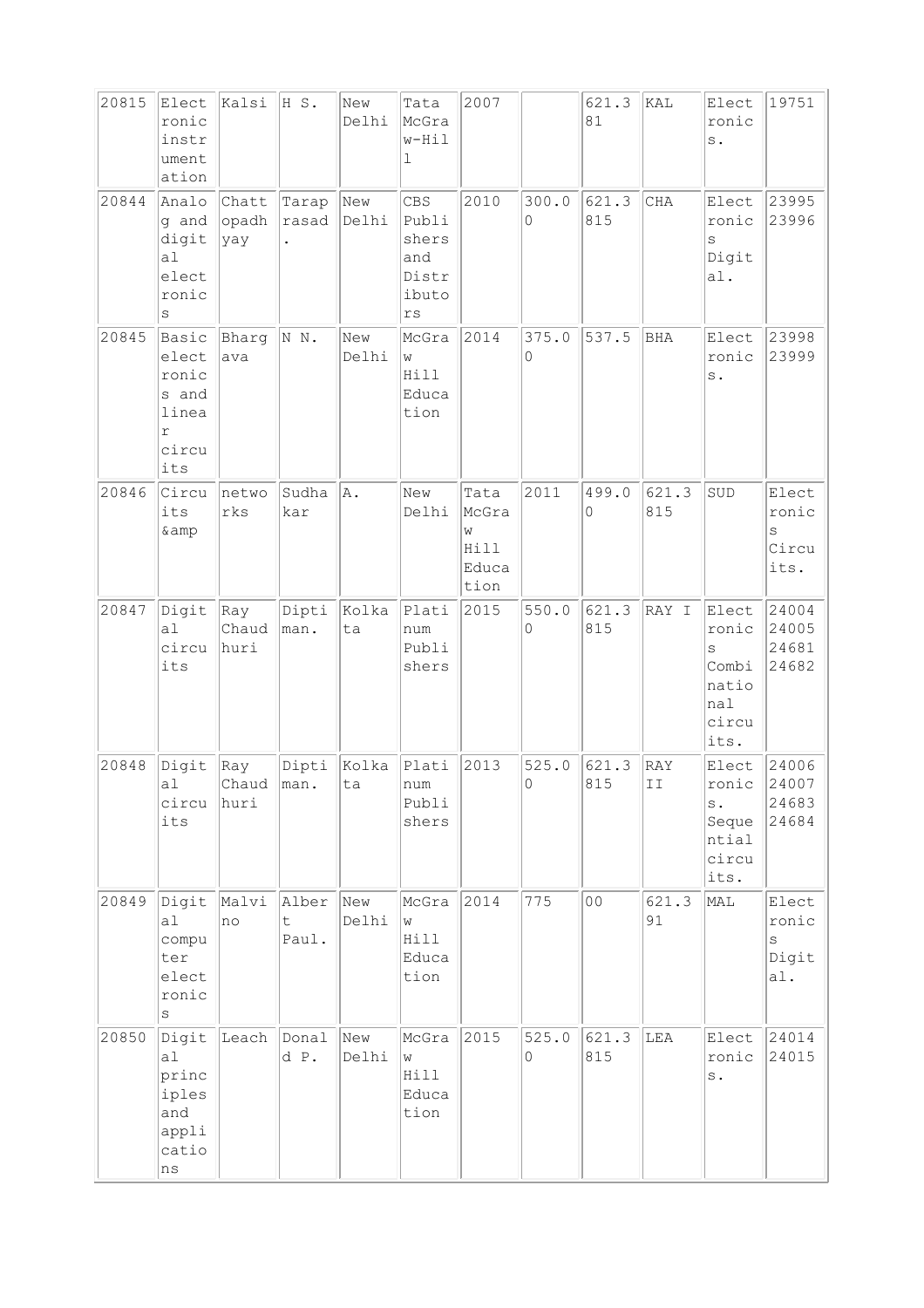| 20815 | Electronic instrumentation | Kalsi | H S. | New Delhi | Tata McGraw-Hill | 2007 | | 621.381 | KAL | Electronics. | 19751 |
|---|---|---|---|---|---|---|---|---|---|---|---|
| 20844 | Analog and digital electronics | Chattopadhyay | Taraprasad. | New Delhi | CBS Publishers and Distributors | 2010 | 300.00 | 621.3815 | CHA | Electronics Digital. | 23995 23996 |
| 20845 | Basic electronics and linear circuits | Bhargava | N N. | New Delhi | McGraw Hill Education | 2014 | 375.00 | 537.5 | BHA | Electronics. | 23998 23999 |
| 20846 | Circuits &amp | networks | Sudhakar | A. | New Delhi | Tata McGraw Hill Education | 2011 | 499.00 | 621.3815 | SUD | Electronics Circuits. |
| 20847 | Digital circuits | Ray Chaudhuri | Diptiman. | Kolkata | Platinum Publishers | 2015 | 550.00 | 621.3815 | RAY I | Electronics Combinational circuits. | 24004 24005 24681 24682 |
| 20848 | Digital circuits | Ray Chaudhuri | Diptiman. | Kolkata | Platinum Publishers | 2013 | 525.00 | 621.3815 | RAY II | Electronics. Sequential circuits. | 24006 24007 24683 24684 |
| 20849 | Digital computer electronics | Malvino | Albert Paul. | New Delhi | McGraw Hill Education | 2014 | 775 | 00 | 621.391 | MAL | Electronics Digital. |
| 20850 | Digital principles and applications | Leach | Donald P. | New Delhi | McGraw Hill Education | 2015 | 525.00 | 621.3815 | LEA | Electronics. | 24014 24015 |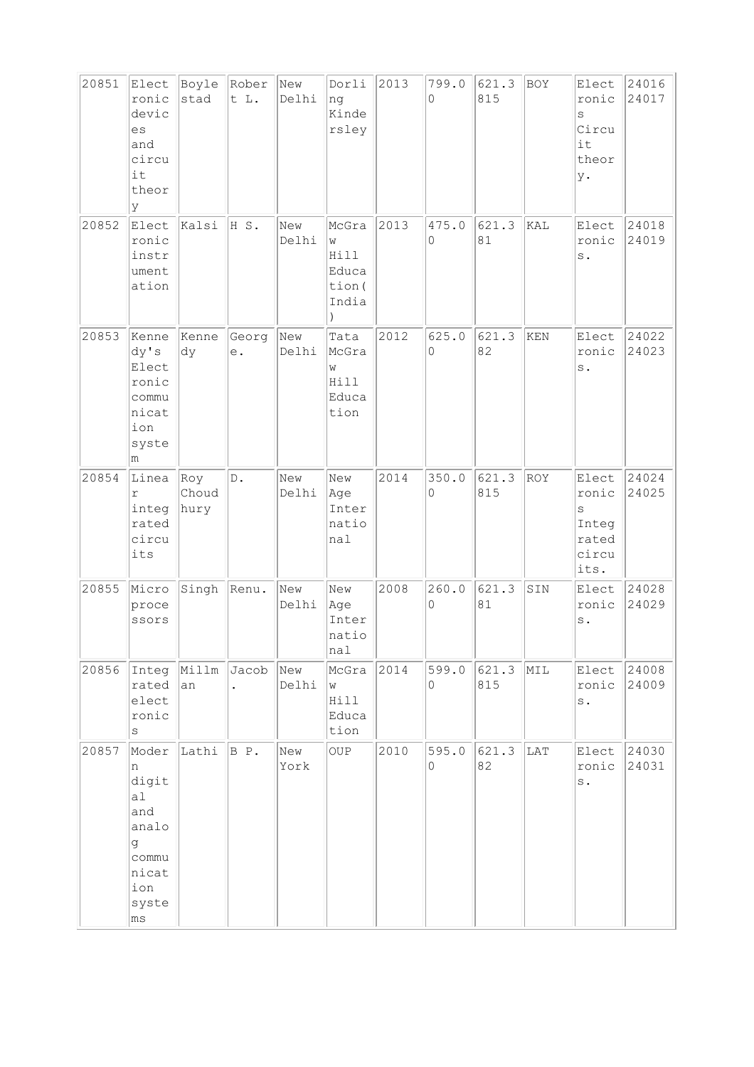| 20851 | Electronic devices and circuit theory | Boylestad | Robert L. | New Delhi | Dorling Kindersley | 2013 | 799.00 | 621.3815 | BOY | Electronics Circuit theory. | 24016 24017 |
|---|---|---|---|---|---|---|---|---|---|---|---|
| 20852 | Electronic instrumentation | Kalsi | H S. | New Delhi | McGraw Hill Education(India) | 2013 | 475.00 | 621.381 | KAL | Electronics. | 24018 24019 |
| 20853 | Kennedy's Electronic communication system | Kennedy | George. | New Delhi | Tata McGraw Hill Education | 2012 | 625.00 | 621.382 | KEN | Electronics. | 24022 24023 |
| 20854 | Linear integrated circuits | Roy Choudhury | D. | New Delhi | New Age International | 2014 | 350.00 | 621.3815 | ROY | Electronics Integrated circuits. | 24024 24025 |
| 20855 | Microprocessors | Singh | Renu. | New Delhi | New Age International | 2008 | 260.00 | 621.381 | SIN | Electronics. | 24028 24029 |
| 20856 | Integrated electronics | Millman | Jacob. | New Delhi | McGraw Hill Education | 2014 | 599.00 | 621.3815 | MIL | Electronics. | 24008 24009 |
| 20857 | Modern digital and analog communication systems | Lathi | B P. | New York | OUP | 2010 | 595.00 | 621.382 | LAT | Electronics. | 24030 24031 |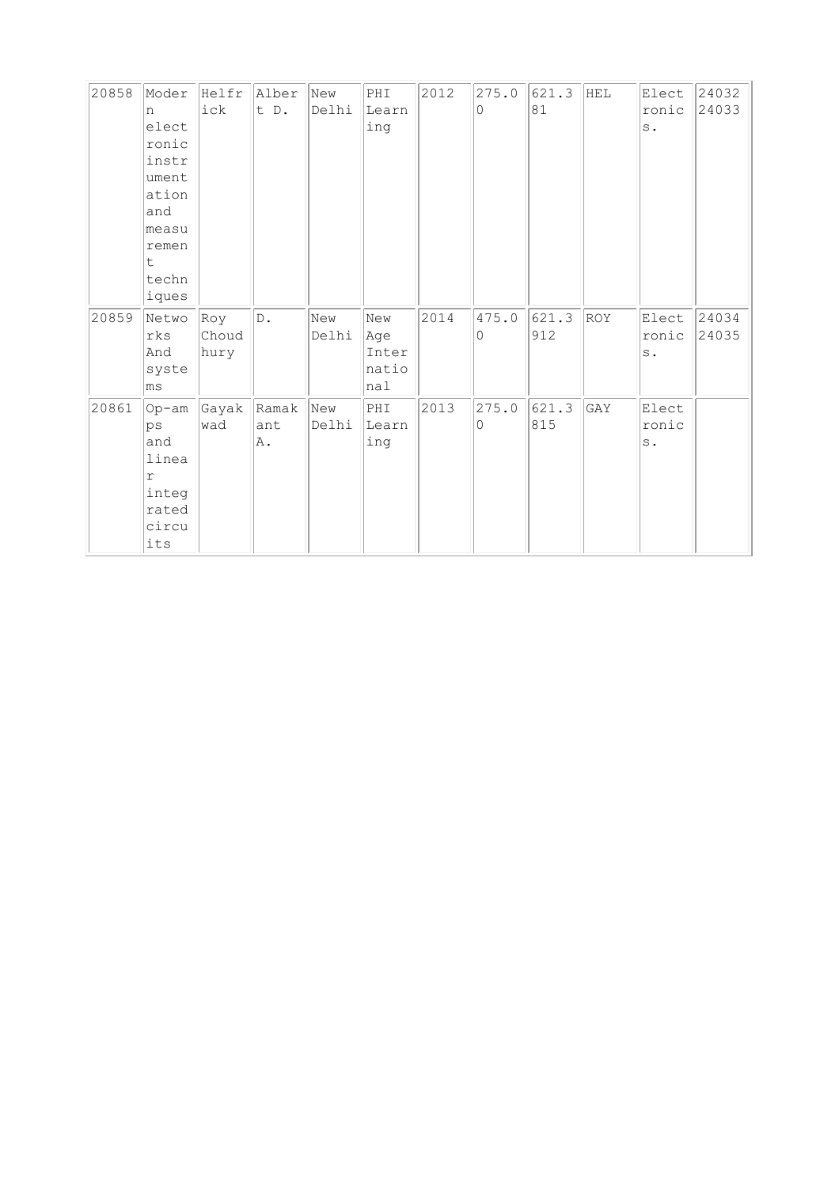| | | | | | | | | | | | |
|---|---|---|---|---|---|---|---|---|---|---|---|
| 20858 | Modern electronic instrumentation and measurement techniques | Helfrick | Albert D. | New Delhi | PHI Learning | 2012 | 275.00 | 621.381 | HEL | Electronics. | 24032 24033 |
| 20859 | Networks And systems | Roy Choudhury | D. | New Delhi | New Age International | 2014 | 475.00 | 621.3912 | ROY | Electronics. | 24034 24035 |
| 20861 | Op-amps and linear integrated circuits | Gayakwad | Ramakant A. | New Delhi | PHI Learning | 2013 | 275.00 | 621.3815 | GAY | Electronics. | |